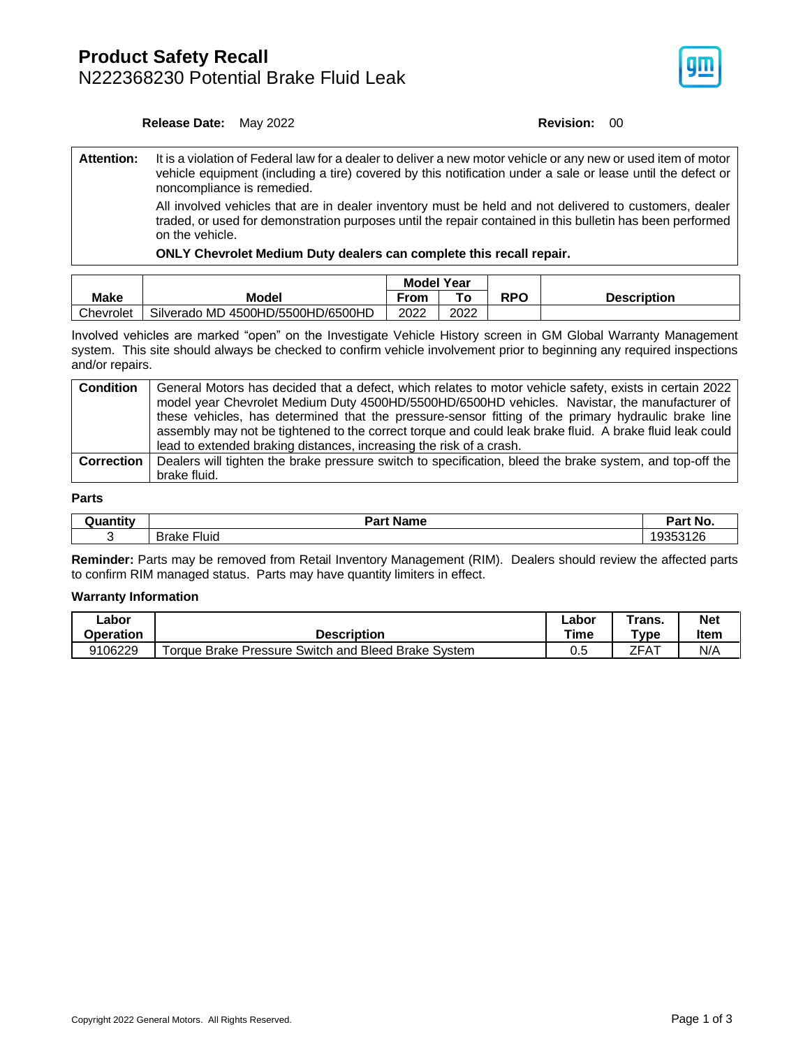# Product Safety Recall

## N222368230 Potential Brake Fluid Leak

**Release Date:** May 2022 **Revision:** 00

| **Attention:** | It is a violation of Federal law for a dealer to deliver a new motor vehicle or any new or used item of motor vehicle equipment (including a tire) covered by this notification under a sale or lease until the defect or noncompliance is remedied.<br><br>All involved vehicles that are in dealer inventory must be held and not delivered to customers, dealer traded, or used for demonstration purposes until the repair contained in this bulletin has been performed on the vehicle.<br><br>**ONLY Chevrolet Medium Duty dealers can complete this recall repair.** |
|---|---|

| Make | Model | Model Year | | RPO | Description |
|---|---|---|---|---|---|
| | | From | To | | |
| Chevrolet | Silverado MD 4500HD/5500HD/6500HD | 2022 | 2022 | | |

Involved vehicles are marked "open" on the Investigate Vehicle History screen in GM Global Warranty Management system. This site should always be checked to confirm vehicle involvement prior to beginning any required inspections and/or repairs.

| | |
|---|---|
| **Condition** | General Motors has decided that a defect, which relates to motor vehicle safety, exists in certain 2022 model year Chevrolet Medium Duty 4500HD/5500HD/6500HD vehicles. Navistar, the manufacturer of these vehicles, has determined that the pressure-sensor fitting of the primary hydraulic brake line assembly may not be tightened to the correct torque and could leak brake fluid. A brake fluid leak could lead to extended braking distances, increasing the risk of a crash. |
| **Correction** | Dealers will tighten the brake pressure switch to specification, bleed the brake system, and top-off the brake fluid. |

### Parts

| Quantity | Part Name | Part No. |
|---|---|---|
| 3 | Brake Fluid | 19353126 |

**Reminder:** Parts may be removed from Retail Inventory Management (RIM). Dealers should review the affected parts to confirm RIM managed status. Parts may have quantity limiters in effect.

### Warranty Information

| Labor Operation | Description | Labor Time | Trans. Type | Net Item |
|---|---|---|---|---|
| 9106229 | Torque Brake Pressure Switch and Bleed Brake System | 0.5 | ZFAT | N/A |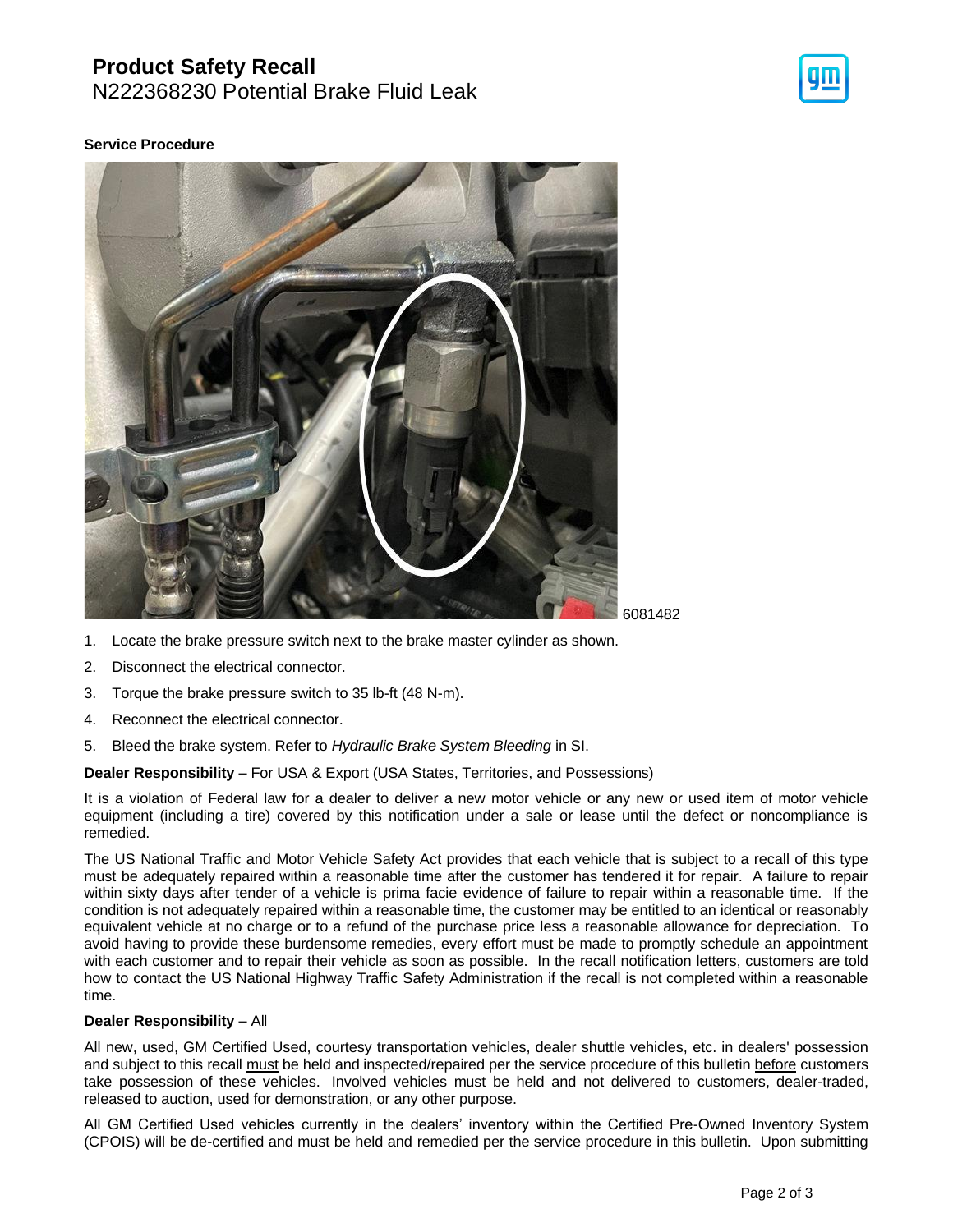**Service Procedure**

6081482

1. Locate the brake pressure switch next to the brake master cylinder as shown.
2. Disconnect the electrical connector.
3. Torque the brake pressure switch to 35 lb-ft (48 N-m).
4. Reconnect the electrical connector.
5. Bleed the brake system. Refer to *Hydraulic Brake System Bleeding* in SI.

**Dealer Responsibility** – For USA & Export (USA States, Territories, and Possessions)

It is a violation of Federal law for a dealer to deliver a new motor vehicle or any new or used item of motor vehicle equipment (including a tire) covered by this notification under a sale or lease until the defect or noncompliance is remedied.

The US National Traffic and Motor Vehicle Safety Act provides that each vehicle that is subject to a recall of this type must be adequately repaired within a reasonable time after the customer has tendered it for repair. A failure to repair within sixty days after tender of a vehicle is prima facie evidence of failure to repair within a reasonable time. If the condition is not adequately repaired within a reasonable time, the customer may be entitled to an identical or reasonably equivalent vehicle at no charge or to a refund of the purchase price less a reasonable allowance for depreciation. To avoid having to provide these burdensome remedies, every effort must be made to promptly schedule an appointment with each customer and to repair their vehicle as soon as possible. In the recall notification letters, customers are told how to contact the US National Highway Traffic Safety Administration if the recall is not completed within a reasonable time.

**Dealer Responsibility** – All

All new, used, GM Certified Used, courtesy transportation vehicles, dealer shuttle vehicles, etc. in dealers' possession and subject to this recall must be held and inspected/repaired per the service procedure of this bulletin before customers take possession of these vehicles. Involved vehicles must be held and not delivered to customers, dealer-traded, released to auction, used for demonstration, or any other purpose.

All GM Certified Used vehicles currently in the dealers' inventory within the Certified Pre-Owned Inventory System (CPOIS) will be de-certified and must be held and remedied per the service procedure in this bulletin. Upon submitting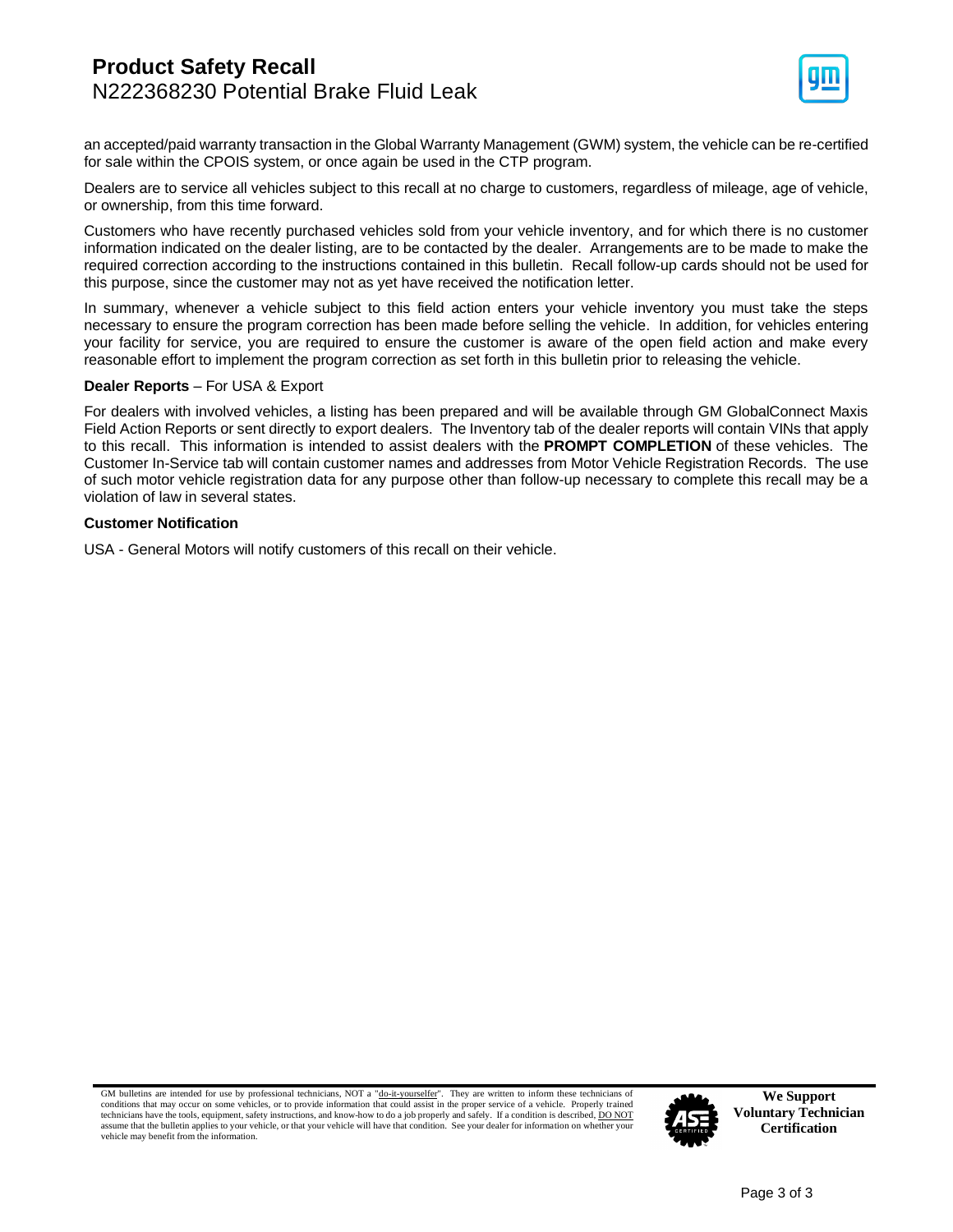an accepted/paid warranty transaction in the Global Warranty Management (GWM) system, the vehicle can be re-certified for sale within the CPOIS system, or once again be used in the CTP program.

Dealers are to service all vehicles subject to this recall at no charge to customers, regardless of mileage, age of vehicle, or ownership, from this time forward.

Customers who have recently purchased vehicles sold from your vehicle inventory, and for which there is no customer information indicated on the dealer listing, are to be contacted by the dealer. Arrangements are to be made to make the required correction according to the instructions contained in this bulletin. Recall follow-up cards should not be used for this purpose, since the customer may not as yet have received the notification letter.

In summary, whenever a vehicle subject to this field action enters your vehicle inventory you must take the steps necessary to ensure the program correction has been made before selling the vehicle. In addition, for vehicles entering your facility for service, you are required to ensure the customer is aware of the open field action and make every reasonable effort to implement the program correction as set forth in this bulletin prior to releasing the vehicle.

**Dealer Reports** – For USA & Export

For dealers with involved vehicles, a listing has been prepared and will be available through GM GlobalConnect Maxis Field Action Reports or sent directly to export dealers. The Inventory tab of the dealer reports will contain VINs that apply to this recall. This information is intended to assist dealers with the **PROMPT COMPLETION** of these vehicles. The Customer In-Service tab will contain customer names and addresses from Motor Vehicle Registration Records. The use of such motor vehicle registration data for any purpose other than follow-up necessary to complete this recall may be a violation of law in several states.

**Customer Notification**

USA - General Motors will notify customers of this recall on their vehicle.

GM bulletins are intended for use by professional technicians, NOT a "do-it-yourselfer". They are written to inform these technicians of conditions that may occur on some vehicles, or to provide information that could assist in the proper service of a vehicle. Properly trained technicians have the tools, equipment, safety instructions, and know-how to do a job properly and safely. If a condition is described, DO NOT assume that the bulletin applies to your vehicle, or that your vehicle will have that condition. See your dealer for information on whether your vehicle may benefit from the information.

**We Support Voluntary Technician Certification**